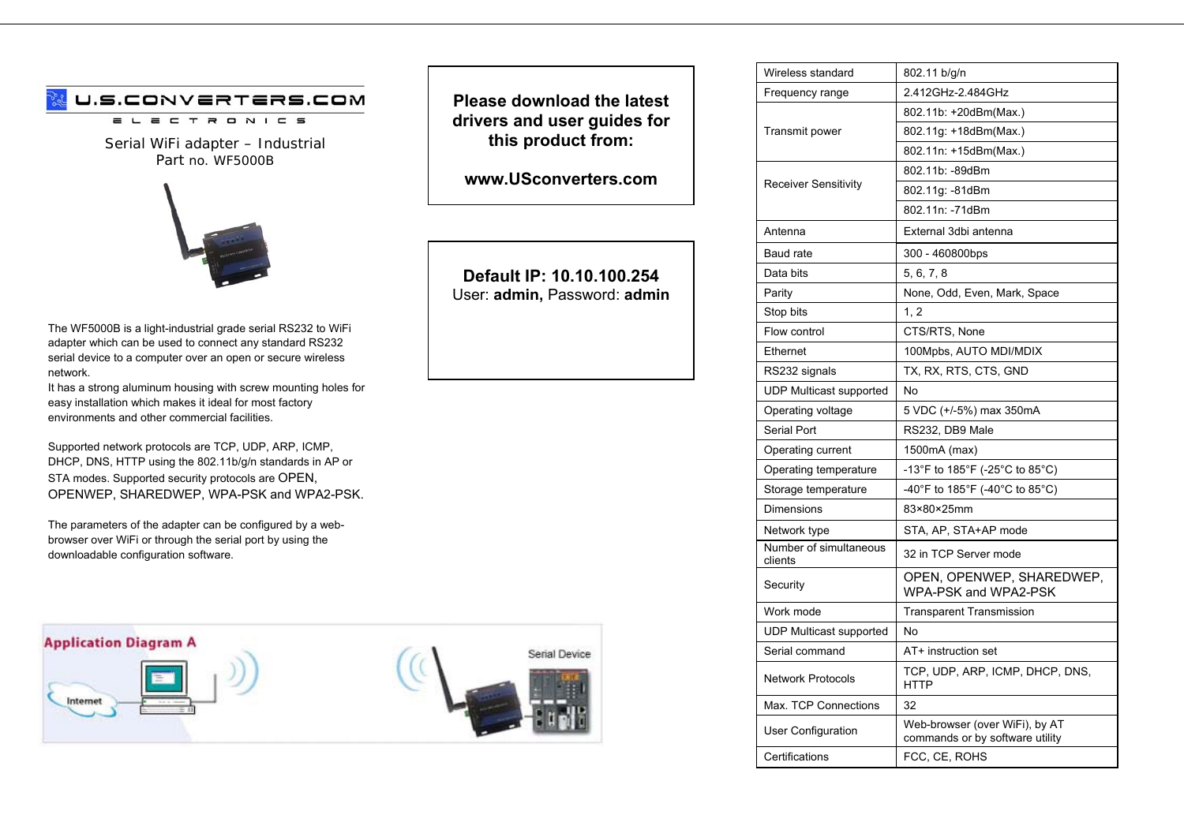U.S.CONVERTERS.COM

ELECTRONICS

# Serial WiFi adapter – Industrial

Part no. WF5000B

The WF5000B is a light-industrial grade serial RS232 to WiFi adapter which can be used to connect any standard RS232 serial device to a computer over an open or secure wireless network.
It has a strong aluminum housing with screw mounting holes for easy installation which makes it ideal for most factory environments and other commercial facilities.

Supported network protocols are TCP, UDP, ARP, ICMP, DHCP, DNS, HTTP using the 802.11b/g/n standards in AP or STA modes. Supported security protocols are OPEN, OPENWEP, SHAREDWEP, WPA-PSK and WPA2-PSK.

The parameters of the adapter can be configured by a web-browser over WiFi or through the serial port by using the downloadable configuration software.

**Please download the latest drivers and user guides for this product from:**

**www.USconverters.com**

**Default IP: 10.10.100.254**
User: **admin,** Password: **admin**

Application Diagram A

Internet

Serial Device

| | |
|---|---|
| Wireless standard | 802.11 b/g/n |
| Frequency range | 2.412GHz-2.484GHz |
| Transmit power | 802.11b: +20dBm(Max.) |
| | 802.11g: +18dBm(Max.) |
| | 802.11n: +15dBm(Max.) |
| Receiver Sensitivity | 802.11b: -89dBm |
| | 802.11g: -81dBm |
| | 802.11n: -71dBm |
| Antenna | External 3dbi antenna |
| Baud rate | 300 - 460800bps |
| Data bits | 5, 6, 7, 8 |
| Parity | None, Odd, Even, Mark, Space |
| Stop bits | 1, 2 |
| Flow control | CTS/RTS, None |
| Ethernet | 100Mpbs, AUTO MDI/MDIX |
| RS232 signals | TX, RX, RTS, CTS, GND |
| UDP Multicast supported | No |
| Operating voltage | 5 VDC (+/-5%) max 350mA |
| Serial Port | RS232, DB9 Male |
| Operating current | 1500mA (max) |
| Operating temperature | -13°F to 185°F (-25°C to 85°C) |
| Storage temperature | -40°F to 185°F (-40°C to 85°C) |
| Dimensions | 83×80×25mm |
| Network type | STA, AP, STA+AP mode |
| Number of simultaneous clients | 32 in TCP Server mode |
| Security | OPEN, OPENWEP, SHAREDWEP, WPA-PSK and WPA2-PSK |
| Work mode | Transparent Transmission |
| UDP Multicast supported | No |
| Serial command | AT+ instruction set |
| Network Protocols | TCP, UDP, ARP, ICMP, DHCP, DNS, HTTP |
| Max. TCP Connections | 32 |
| User Configuration | Web-browser (over WiFi), by AT commands or by software utility |
| Certifications | FCC, CE, ROHS |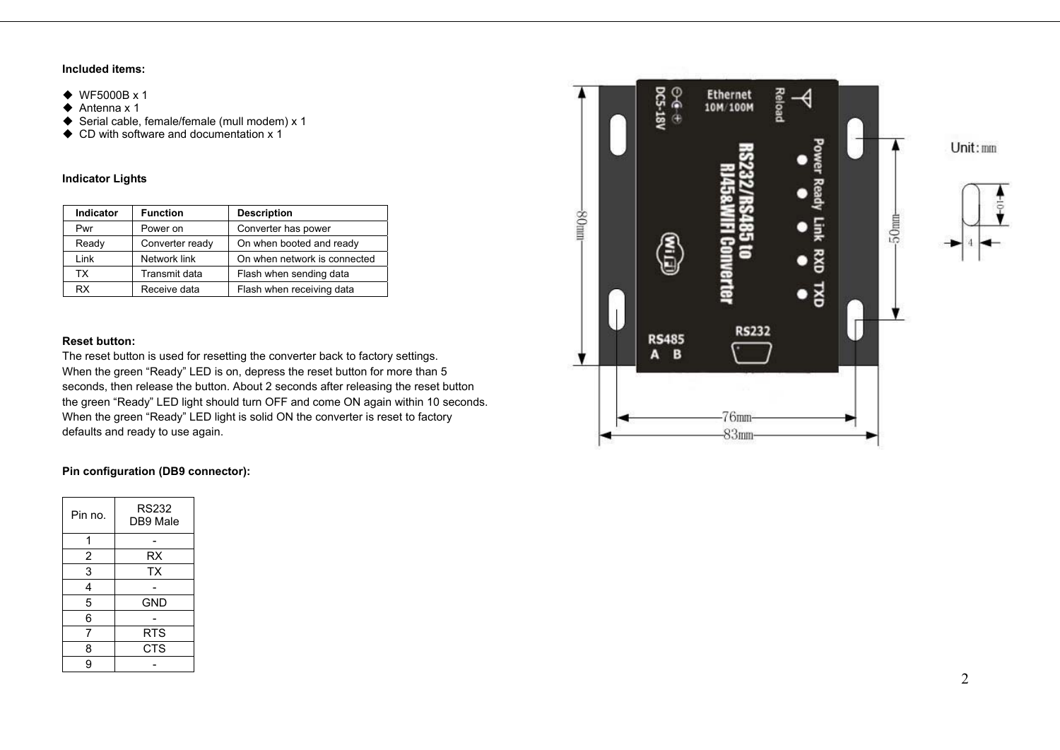**Included items:**

- WF5000B x 1
- Antenna x 1
- Serial cable, female/female (mull modem) x 1
- CD with software and documentation x 1

**Indicator Lights**

| Indicator | Function | Description |
|---|---|---|
| Pwr | Power on | Converter has power |
| Ready | Converter ready | On when booted and ready |
| Link | Network link | On when network is connected |
| TX | Transmit data | Flash when sending data |
| RX | Receive data | Flash when receiving data |

**Reset button:**

The reset button is used for resetting the converter back to factory settings.
When the green “Ready” LED is on, depress the reset button for more than 5 seconds, then release the button. About 2 seconds after releasing the reset button the green “Ready” LED light should turn OFF and come ON again within 10 seconds. When the green “Ready” LED light is solid ON the converter is reset to factory defaults and ready to use again.

**Pin configuration (DB9 connector):**

| Pin no. | RS232 DB9 Male |
|---|---|
| 1 | - |
| 2 | RX |
| 3 | TX |
| 4 | - |
| 5 | GND |
| 6 | - |
| 7 | RTS |
| 8 | CTS |
| 9 | - |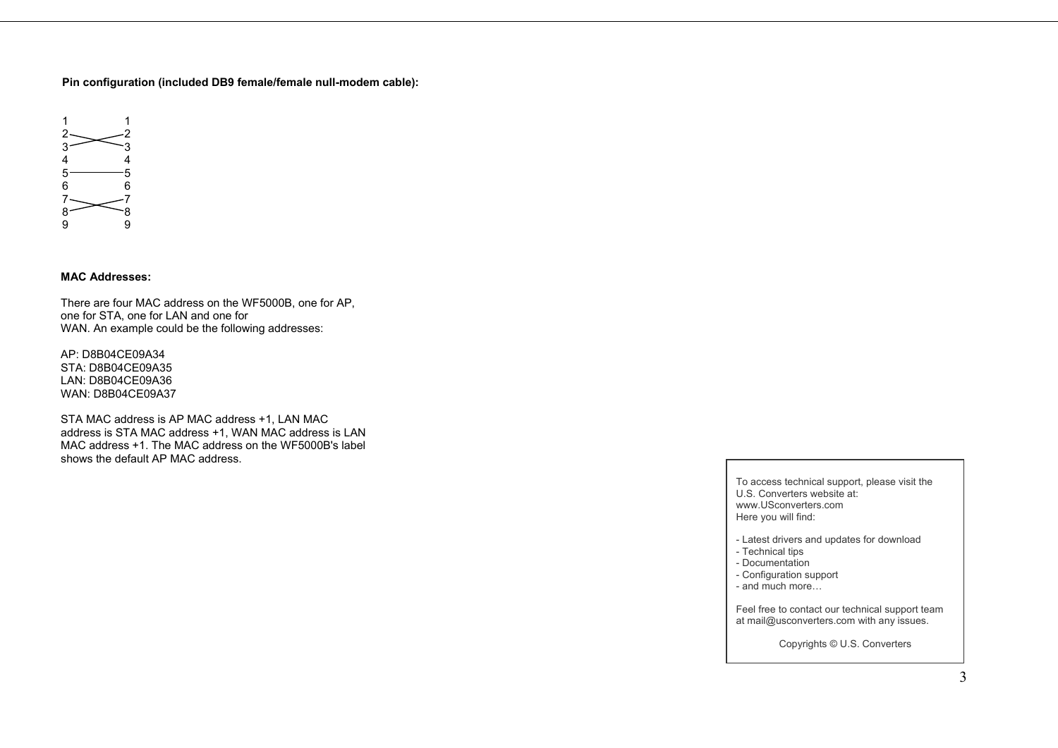**Pin configuration (included DB9 female/female null-modem cable):**

```
1    1
2    2
3    3
4    4
5    5
6    6
7    7
8    8
9    9
```

**MAC Addresses:**

There are four MAC address on the WF5000B, one for AP, one for STA, one for LAN and one for WAN. An example could be the following addresses:

AP: D8B04CE09A34
STA: D8B04CE09A35
LAN: D8B04CE09A36
WAN: D8B04CE09A37

STA MAC address is AP MAC address +1, LAN MAC address is STA MAC address +1, WAN MAC address is LAN MAC address +1. The MAC address on the WF5000B's label shows the default AP MAC address.

To access technical support, please visit the U.S. Converters website at:
www.USconverters.com
Here you will find:

- Latest drivers and updates for download
- Technical tips
- Documentation
- Configuration support
- and much more…

Feel free to contact our technical support team at mail@usconverters.com with any issues.

Copyrights © U.S. Converters